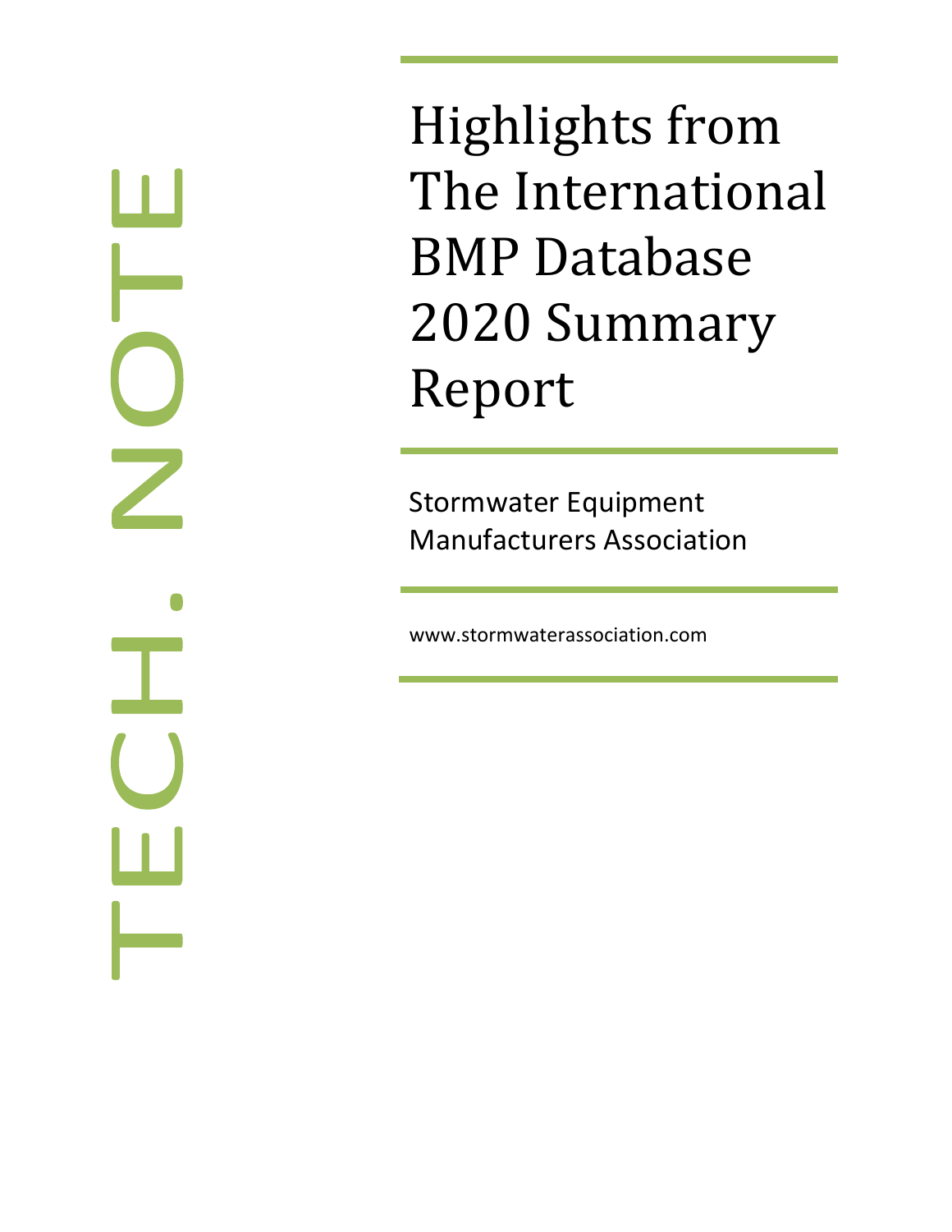TECH. NOTE

# Highlights from The International BMP Database 2020 Summary Report

Stormwater Equipment Manufacturers Association

www.stormwaterassociation.com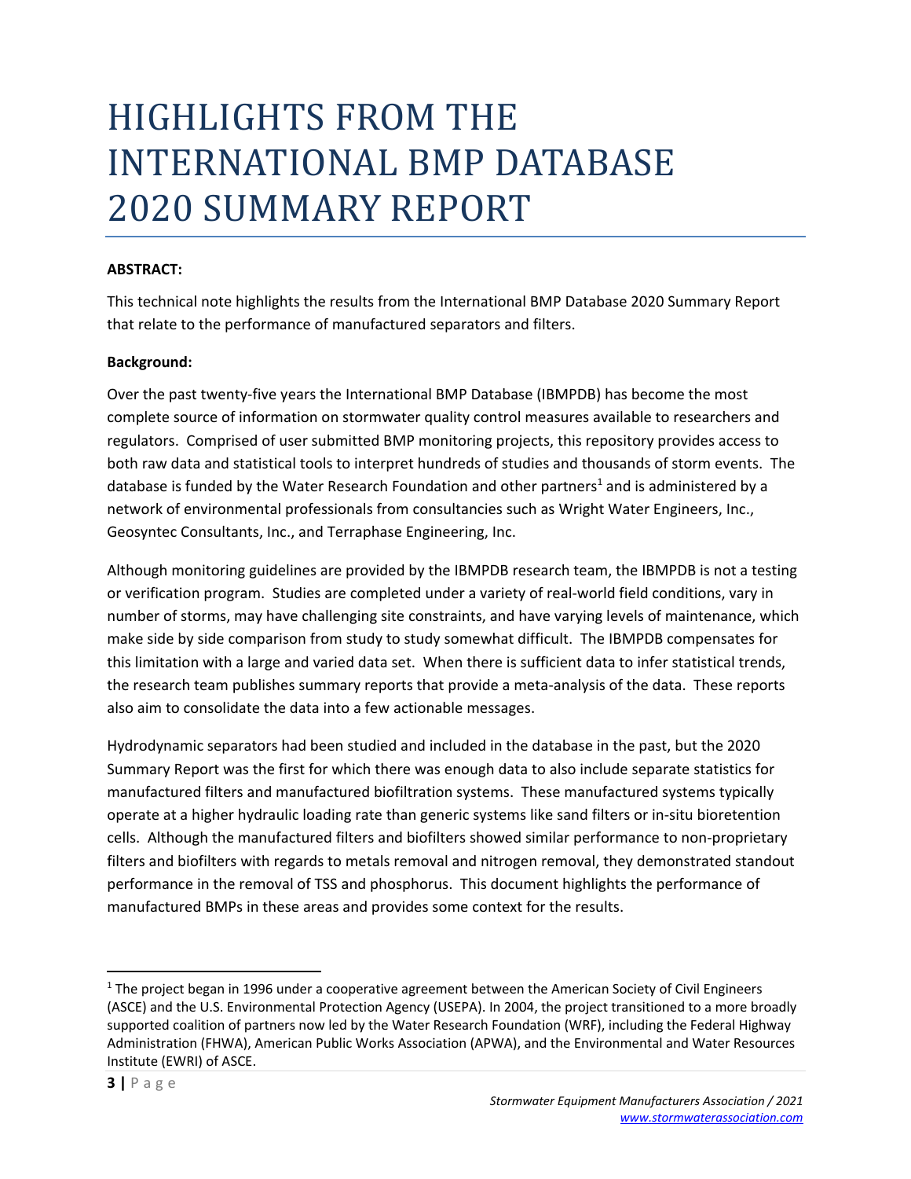# HIGHLIGHTS FROM THE INTERNATIONAL BMP DATABASE 2020 SUMMARY REPORT

**ABSTRACT:**

This technical note highlights the results from the International BMP Database 2020 Summary Report that relate to the performance of manufactured separators and filters.

**Background:**

Over the past twenty-five years the International BMP Database (IBMPDB) has become the most complete source of information on stormwater quality control measures available to researchers and regulators. Comprised of user submitted BMP monitoring projects, this repository provides access to both raw data and statistical tools to interpret hundreds of studies and thousands of storm events. The database is funded by the Water Research Foundation and other partners[1] and is administered by a network of environmental professionals from consultancies such as Wright Water Engineers, Inc., Geosyntec Consultants, Inc., and Terraphase Engineering, Inc.

Although monitoring guidelines are provided by the IBMPDB research team, the IBMPDB is not a testing or verification program. Studies are completed under a variety of real-world field conditions, vary in number of storms, may have challenging site constraints, and have varying levels of maintenance, which make side by side comparison from study to study somewhat difficult. The IBMPDB compensates for this limitation with a large and varied data set. When there is sufficient data to infer statistical trends, the research team publishes summary reports that provide a meta-analysis of the data. These reports also aim to consolidate the data into a few actionable messages.

Hydrodynamic separators had been studied and included in the database in the past, but the 2020 Summary Report was the first for which there was enough data to also include separate statistics for manufactured filters and manufactured biofiltration systems. These manufactured systems typically operate at a higher hydraulic loading rate than generic systems like sand filters or in-situ bioretention cells. Although the manufactured filters and biofilters showed similar performance to non-proprietary filters and biofilters with regards to metals removal and nitrogen removal, they demonstrated standout performance in the removal of TSS and phosphorus. This document highlights the performance of manufactured BMPs in these areas and provides some context for the results.

---

[1] The project began in 1996 under a cooperative agreement between the American Society of Civil Engineers (ASCE) and the U.S. Environmental Protection Agency (USEPA). In 2004, the project transitioned to a more broadly supported coalition of partners now led by the Water Research Foundation (WRF), including the Federal Highway Administration (FHWA), American Public Works Association (APWA), and the Environmental and Water Resources Institute (EWRI) of ASCE.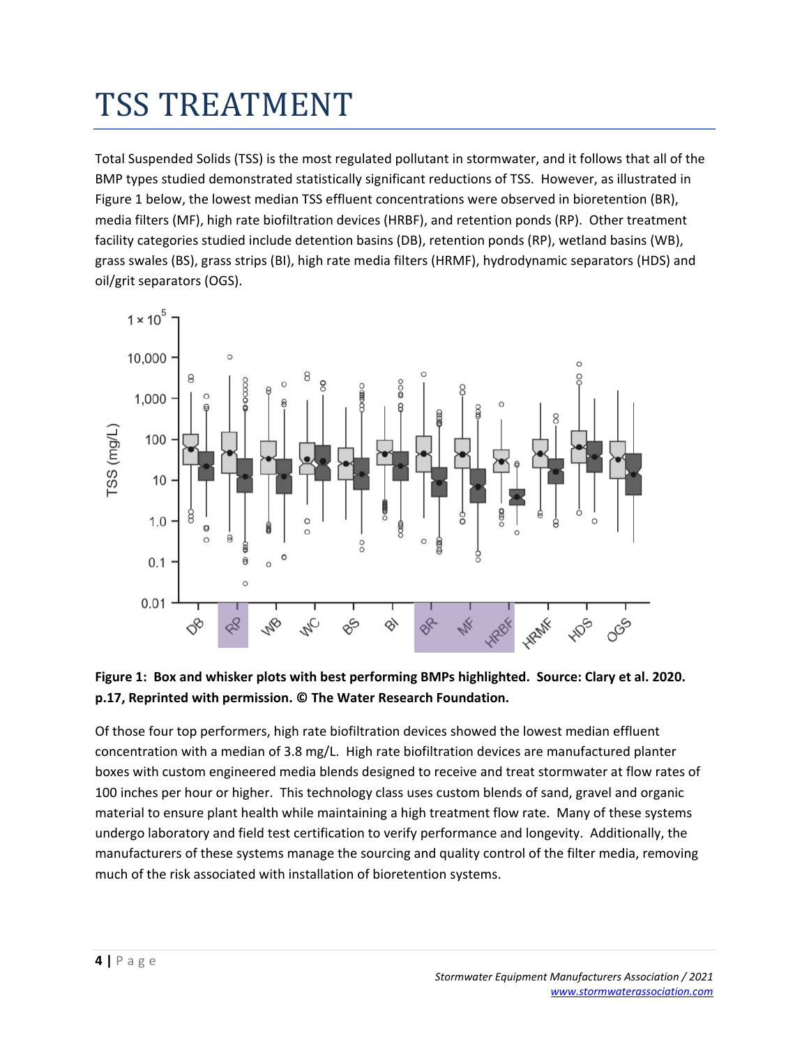# TSS TREATMENT

Total Suspended Solids (TSS) is the most regulated pollutant in stormwater, and it follows that all of the BMP types studied demonstrated statistically significant reductions of TSS. However, as illustrated in Figure 1 below, the lowest median TSS effluent concentrations were observed in bioretention (BR), media filters (MF), high rate biofiltration devices (HRBF), and retention ponds (RP). Other treatment facility categories studied include detention basins (DB), retention ponds (RP), wetland basins (WB), grass swales (BS), grass strips (BI), high rate media filters (HRMF), hydrodynamic separators (HDS) and oil/grit separators (OGS).

**Figure 1: Box and whisker plots with best performing BMPs highlighted. Source: Clary et al. 2020. p.17, Reprinted with permission. © The Water Research Foundation.**

Of those four top performers, high rate biofiltration devices showed the lowest median effluent concentration with a median of 3.8 mg/L. High rate biofiltration devices are manufactured planter boxes with custom engineered media blends designed to receive and treat stormwater at flow rates of 100 inches per hour or higher. This technology class uses custom blends of sand, gravel and organic material to ensure plant health while maintaining a high treatment flow rate. Many of these systems undergo laboratory and field test certification to verify performance and longevity. Additionally, the manufacturers of these systems manage the sourcing and quality control of the filter media, removing much of the risk associated with installation of bioretention systems.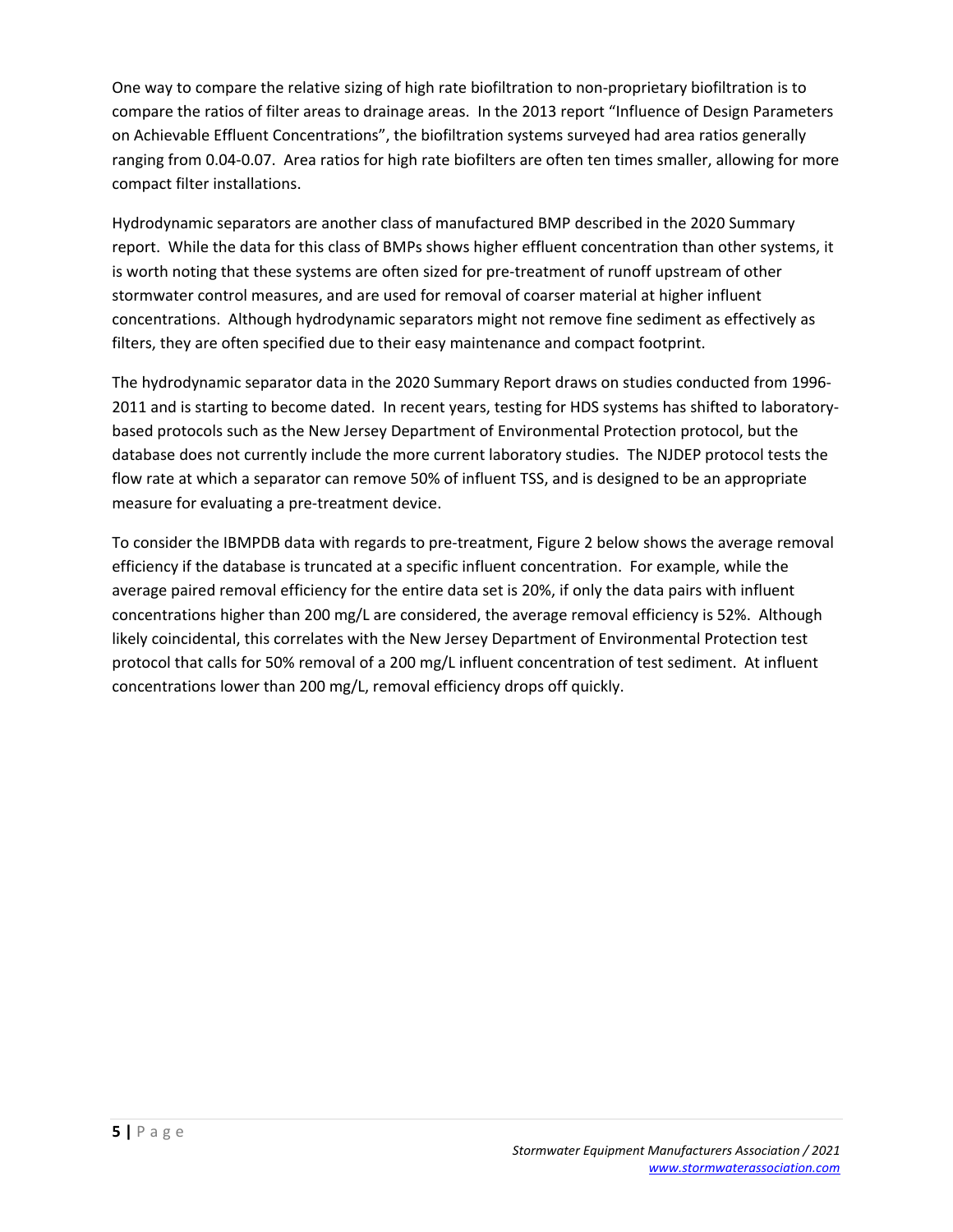One way to compare the relative sizing of high rate biofiltration to non-proprietary biofiltration is to compare the ratios of filter areas to drainage areas. In the 2013 report "Influence of Design Parameters on Achievable Effluent Concentrations", the biofiltration systems surveyed had area ratios generally ranging from 0.04-0.07. Area ratios for high rate biofilters are often ten times smaller, allowing for more compact filter installations.

Hydrodynamic separators are another class of manufactured BMP described in the 2020 Summary report. While the data for this class of BMPs shows higher effluent concentration than other systems, it is worth noting that these systems are often sized for pre-treatment of runoff upstream of other stormwater control measures, and are used for removal of coarser material at higher influent concentrations. Although hydrodynamic separators might not remove fine sediment as effectively as filters, they are often specified due to their easy maintenance and compact footprint.

The hydrodynamic separator data in the 2020 Summary Report draws on studies conducted from 1996-2011 and is starting to become dated. In recent years, testing for HDS systems has shifted to laboratory-based protocols such as the New Jersey Department of Environmental Protection protocol, but the database does not currently include the more current laboratory studies. The NJDEP protocol tests the flow rate at which a separator can remove 50% of influent TSS, and is designed to be an appropriate measure for evaluating a pre-treatment device.

To consider the IBMPDB data with regards to pre-treatment, Figure 2 below shows the average removal efficiency if the database is truncated at a specific influent concentration. For example, while the average paired removal efficiency for the entire data set is 20%, if only the data pairs with influent concentrations higher than 200 mg/L are considered, the average removal efficiency is 52%. Although likely coincidental, this correlates with the New Jersey Department of Environmental Protection test protocol that calls for 50% removal of a 200 mg/L influent concentration of test sediment. At influent concentrations lower than 200 mg/L, removal efficiency drops off quickly.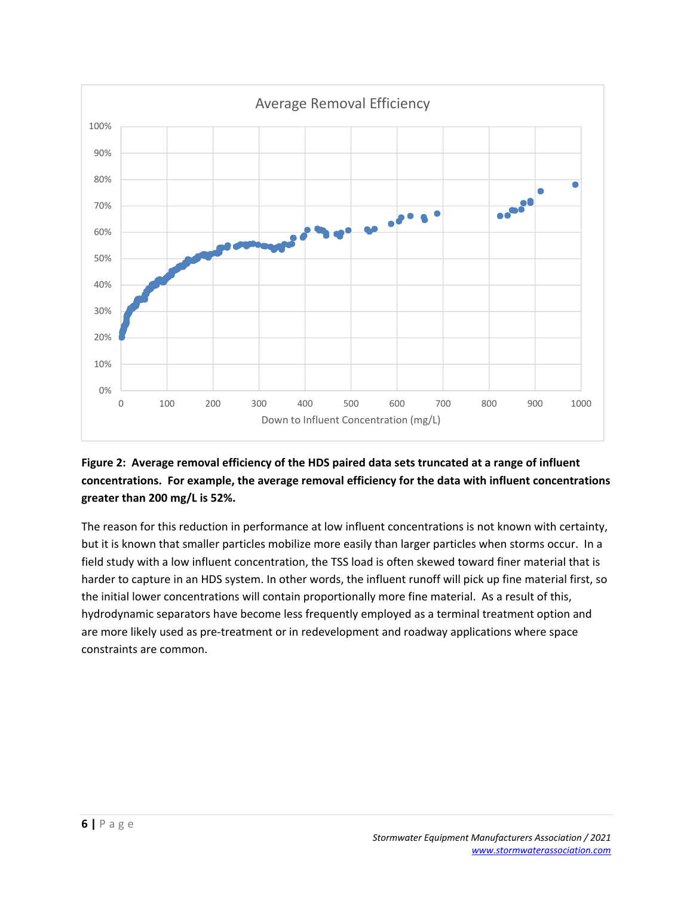**Figure 2: Average removal efficiency of the HDS paired data sets truncated at a range of influent concentrations. For example, the average removal efficiency for the data with influent concentrations greater than 200 mg/L is 52%.**

The reason for this reduction in performance at low influent concentrations is not known with certainty, but it is known that smaller particles mobilize more easily than larger particles when storms occur. In a field study with a low influent concentration, the TSS load is often skewed toward finer material that is harder to capture in an HDS system. In other words, the influent runoff will pick up fine material first, so the initial lower concentrations will contain proportionally more fine material. As a result of this, hydrodynamic separators have become less frequently employed as a terminal treatment option and are more likely used as pre-treatment or in redevelopment and roadway applications where space constraints are common.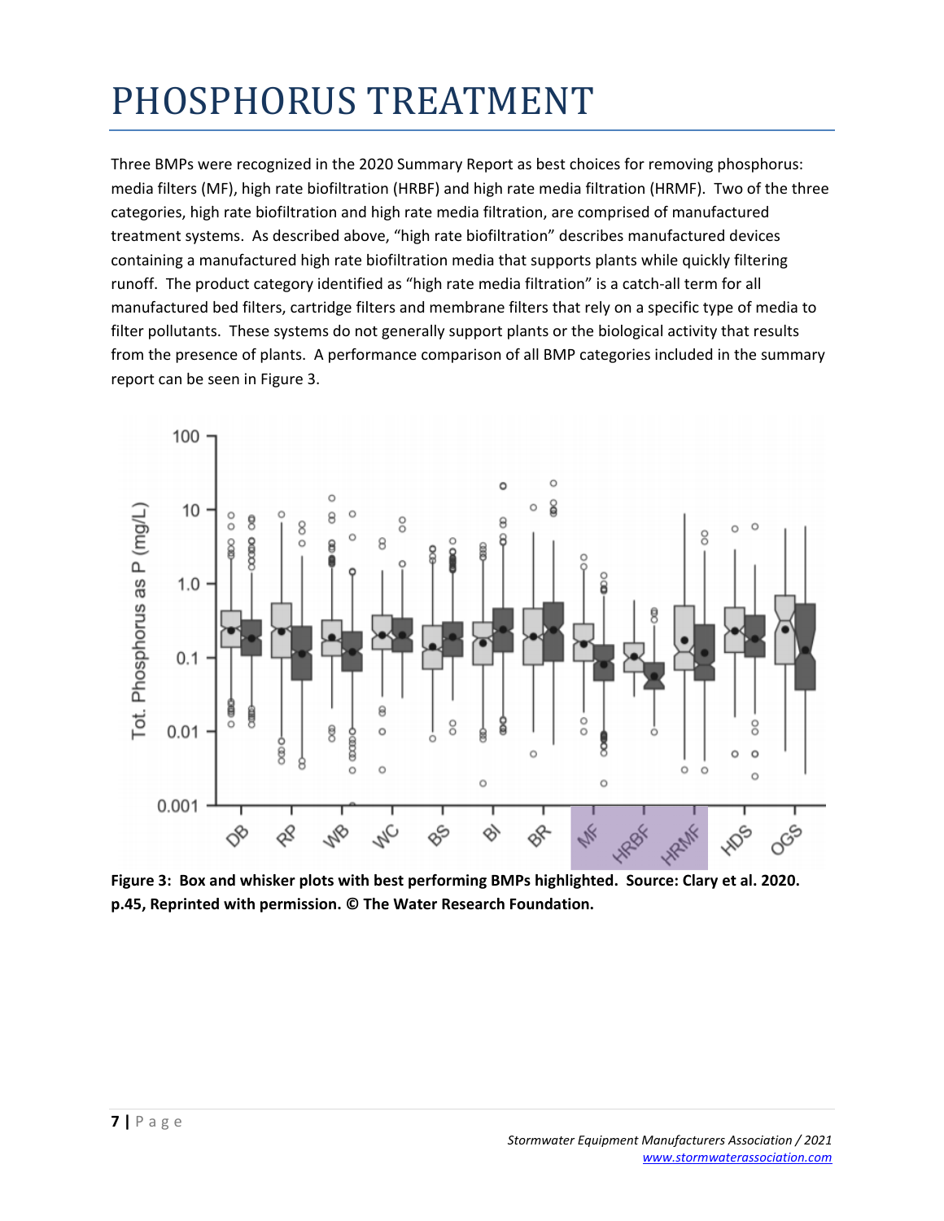# PHOSPHORUS TREATMENT

Three BMPs were recognized in the 2020 Summary Report as best choices for removing phosphorus: media filters (MF), high rate biofiltration (HRBF) and high rate media filtration (HRMF). Two of the three categories, high rate biofiltration and high rate media filtration, are comprised of manufactured treatment systems. As described above, "high rate biofiltration" describes manufactured devices containing a manufactured high rate biofiltration media that supports plants while quickly filtering runoff. The product category identified as "high rate media filtration" is a catch-all term for all manufactured bed filters, cartridge filters and membrane filters that rely on a specific type of media to filter pollutants. These systems do not generally support plants or the biological activity that results from the presence of plants. A performance comparison of all BMP categories included in the summary report can be seen in Figure 3.

**Figure 3: Box and whisker plots with best performing BMPs highlighted. Source: Clary et al. 2020. p.45, Reprinted with permission. © The Water Research Foundation.**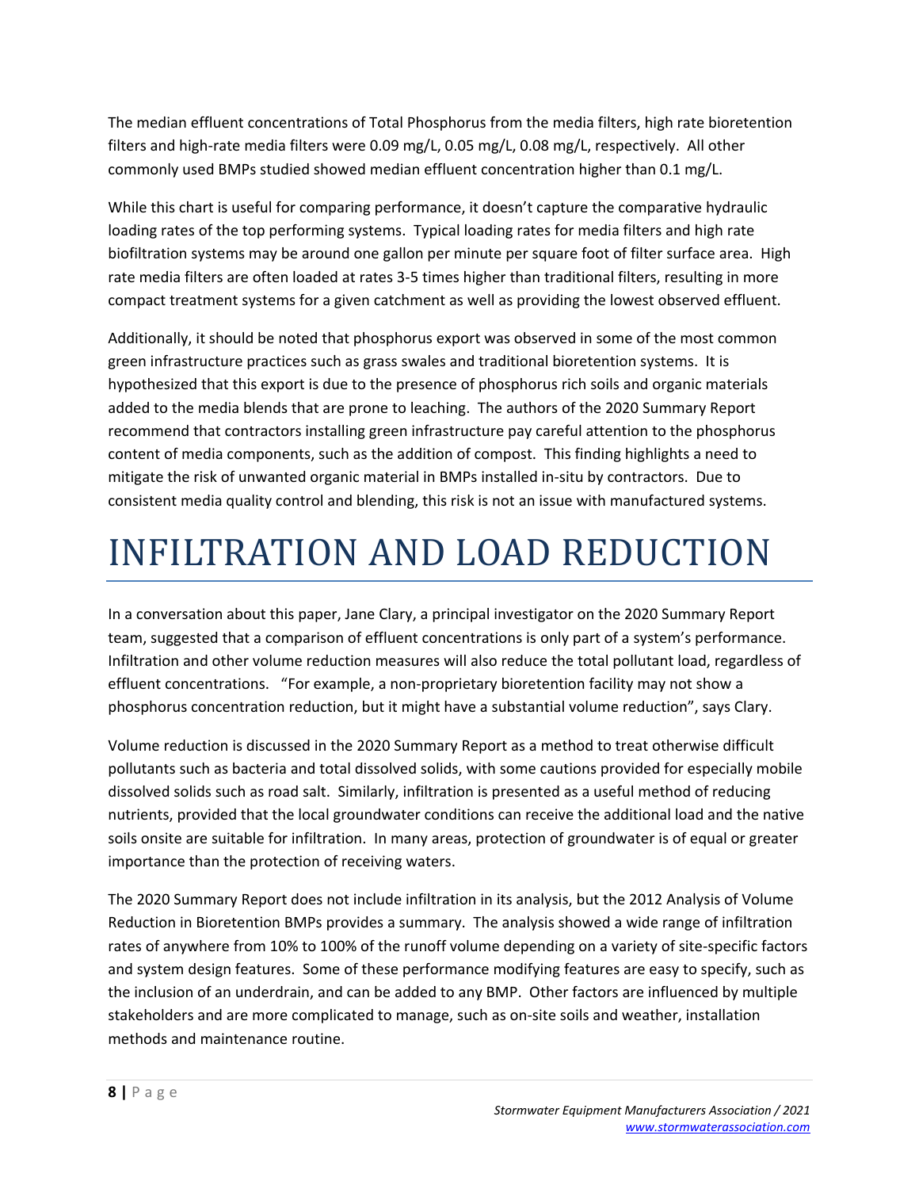The median effluent concentrations of Total Phosphorus from the media filters, high rate bioretention filters and high-rate media filters were 0.09 mg/L, 0.05 mg/L, 0.08 mg/L, respectively. All other commonly used BMPs studied showed median effluent concentration higher than 0.1 mg/L.

While this chart is useful for comparing performance, it doesn't capture the comparative hydraulic loading rates of the top performing systems. Typical loading rates for media filters and high rate biofiltration systems may be around one gallon per minute per square foot of filter surface area. High rate media filters are often loaded at rates 3-5 times higher than traditional filters, resulting in more compact treatment systems for a given catchment as well as providing the lowest observed effluent.

Additionally, it should be noted that phosphorus export was observed in some of the most common green infrastructure practices such as grass swales and traditional bioretention systems. It is hypothesized that this export is due to the presence of phosphorus rich soils and organic materials added to the media blends that are prone to leaching. The authors of the 2020 Summary Report recommend that contractors installing green infrastructure pay careful attention to the phosphorus content of media components, such as the addition of compost. This finding highlights a need to mitigate the risk of unwanted organic material in BMPs installed in-situ by contractors. Due to consistent media quality control and blending, this risk is not an issue with manufactured systems.

# INFILTRATION AND LOAD REDUCTION

In a conversation about this paper, Jane Clary, a principal investigator on the 2020 Summary Report team, suggested that a comparison of effluent concentrations is only part of a system's performance. Infiltration and other volume reduction measures will also reduce the total pollutant load, regardless of effluent concentrations. "For example, a non-proprietary bioretention facility may not show a phosphorus concentration reduction, but it might have a substantial volume reduction", says Clary.

Volume reduction is discussed in the 2020 Summary Report as a method to treat otherwise difficult pollutants such as bacteria and total dissolved solids, with some cautions provided for especially mobile dissolved solids such as road salt. Similarly, infiltration is presented as a useful method of reducing nutrients, provided that the local groundwater conditions can receive the additional load and the native soils onsite are suitable for infiltration. In many areas, protection of groundwater is of equal or greater importance than the protection of receiving waters.

The 2020 Summary Report does not include infiltration in its analysis, but the 2012 Analysis of Volume Reduction in Bioretention BMPs provides a summary. The analysis showed a wide range of infiltration rates of anywhere from 10% to 100% of the runoff volume depending on a variety of site-specific factors and system design features. Some of these performance modifying features are easy to specify, such as the inclusion of an underdrain, and can be added to any BMP. Other factors are influenced by multiple stakeholders and are more complicated to manage, such as on-site soils and weather, installation methods and maintenance routine.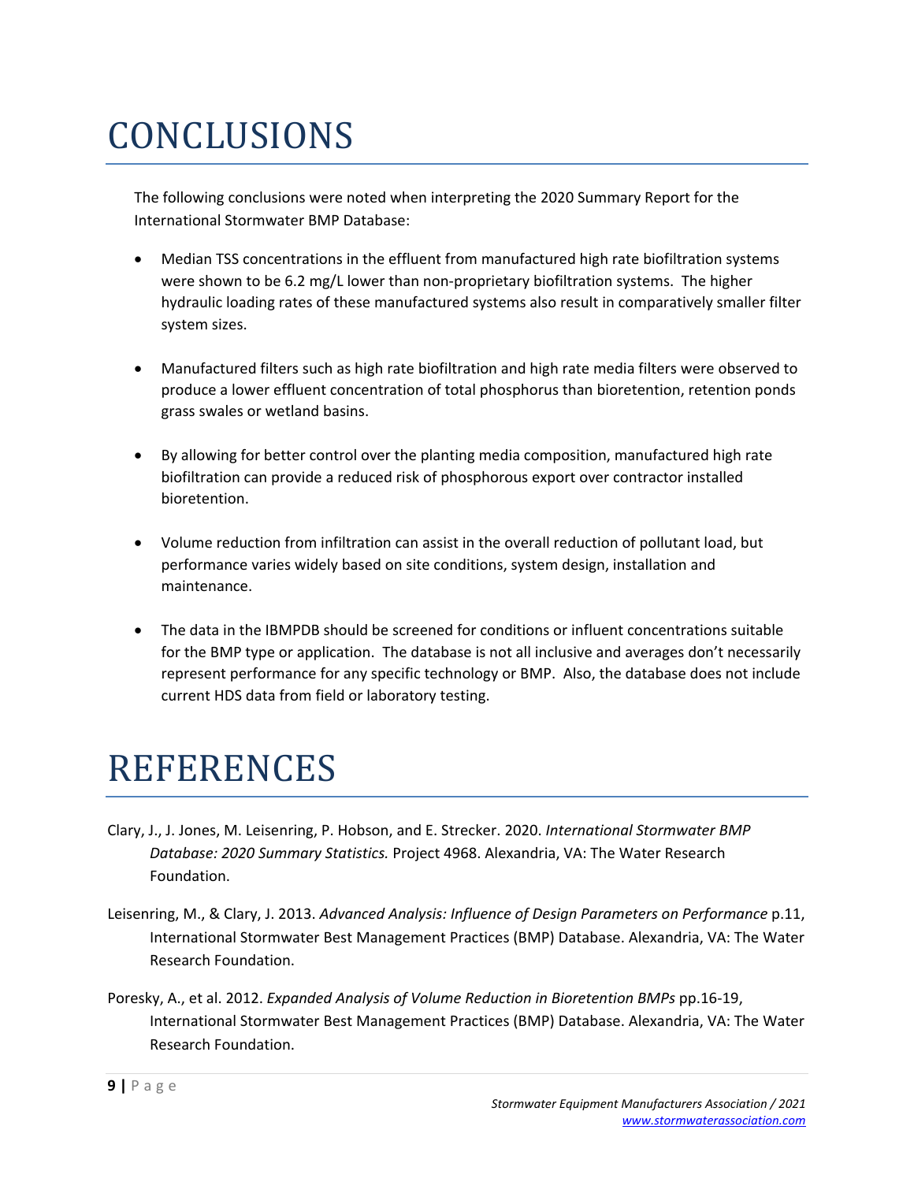# CONCLUSIONS

The following conclusions were noted when interpreting the 2020 Summary Report for the International Stormwater BMP Database:

- Median TSS concentrations in the effluent from manufactured high rate biofiltration systems were shown to be 6.2 mg/L lower than non-proprietary biofiltration systems. The higher hydraulic loading rates of these manufactured systems also result in comparatively smaller filter system sizes.

- Manufactured filters such as high rate biofiltration and high rate media filters were observed to produce a lower effluent concentration of total phosphorus than bioretention, retention ponds grass swales or wetland basins.

- By allowing for better control over the planting media composition, manufactured high rate biofiltration can provide a reduced risk of phosphorous export over contractor installed bioretention.

- Volume reduction from infiltration can assist in the overall reduction of pollutant load, but performance varies widely based on site conditions, system design, installation and maintenance.

- The data in the IBMPDB should be screened for conditions or influent concentrations suitable for the BMP type or application. The database is not all inclusive and averages don't necessarily represent performance for any specific technology or BMP. Also, the database does not include current HDS data from field or laboratory testing.

# REFERENCES

Clary, J., J. Jones, M. Leisenring, P. Hobson, and E. Strecker. 2020. *International Stormwater BMP Database: 2020 Summary Statistics.* Project 4968. Alexandria, VA: The Water Research Foundation.

Leisenring, M., & Clary, J. 2013. *Advanced Analysis: Influence of Design Parameters on Performance* p.11, International Stormwater Best Management Practices (BMP) Database. Alexandria, VA: The Water Research Foundation.

Poresky, A., et al. 2012. *Expanded Analysis of Volume Reduction in Bioretention BMPs* pp.16-19, International Stormwater Best Management Practices (BMP) Database. Alexandria, VA: The Water Research Foundation.